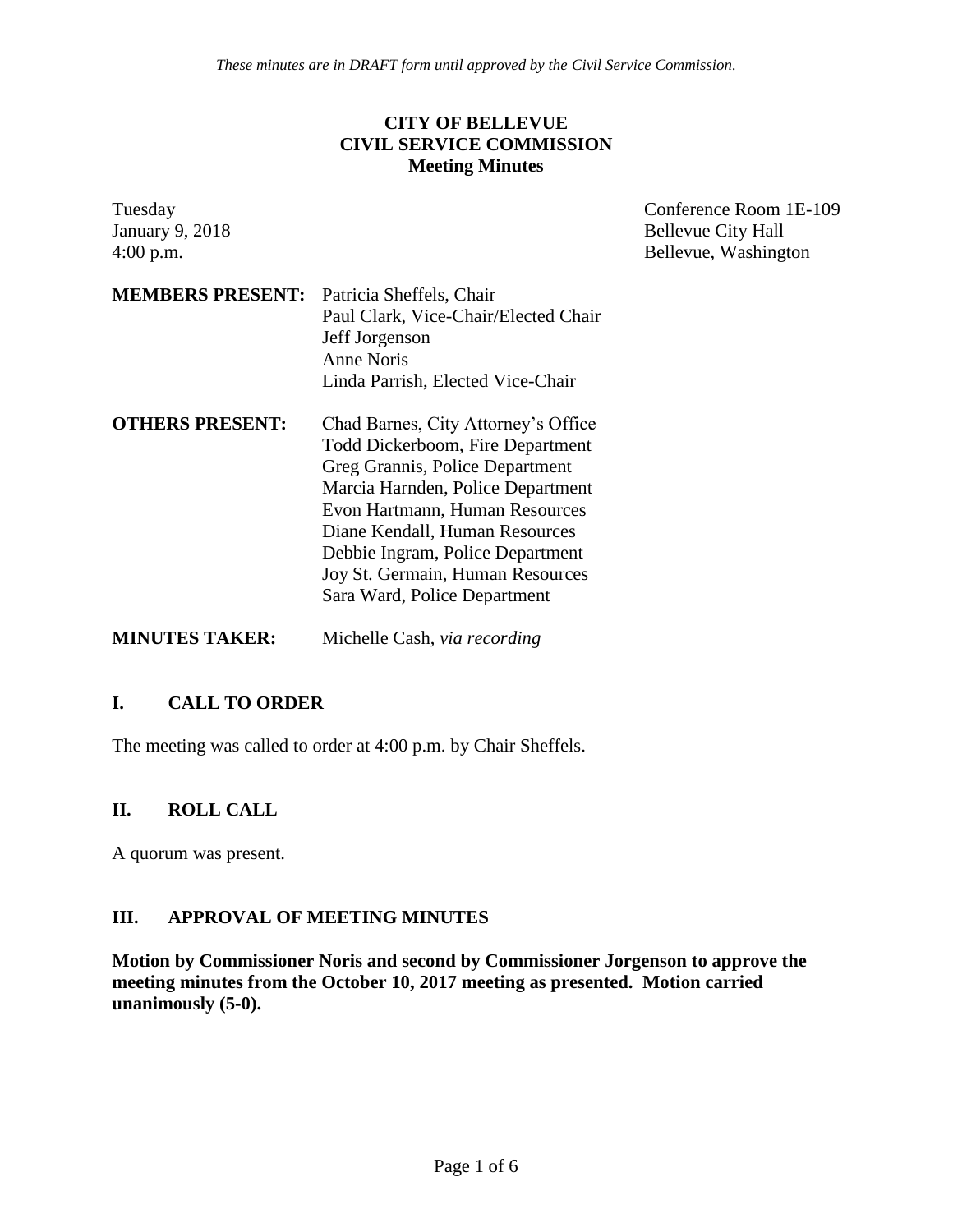*These minutes are in DRAFT form until approved by the Civil Service Commission.*

**CITY OF BELLEVUE**
**CIVIL SERVICE COMMISSION**
**Meeting Minutes**

Tuesday
January 9, 2018
4:00 p.m.

Conference Room 1E-109
Bellevue City Hall
Bellevue, Washington

**MEMBERS PRESENT:** Patricia Sheffels, Chair
Paul Clark, Vice-Chair/Elected Chair
Jeff Jorgenson
Anne Noris
Linda Parrish, Elected Vice-Chair

**OTHERS PRESENT:** Chad Barnes, City Attorney's Office
Todd Dickerboom, Fire Department
Greg Grannis, Police Department
Marcia Harnden, Police Department
Evon Hartmann, Human Resources
Diane Kendall, Human Resources
Debbie Ingram, Police Department
Joy St. Germain, Human Resources
Sara Ward, Police Department

**MINUTES TAKER:** Michelle Cash, *via recording*

## I. CALL TO ORDER

The meeting was called to order at 4:00 p.m. by Chair Sheffels.

## II. ROLL CALL

A quorum was present.

## III. APPROVAL OF MEETING MINUTES

**Motion by Commissioner Noris and second by Commissioner Jorgenson to approve the meeting minutes from the October 10, 2017 meeting as presented. Motion carried unanimously (5-0).**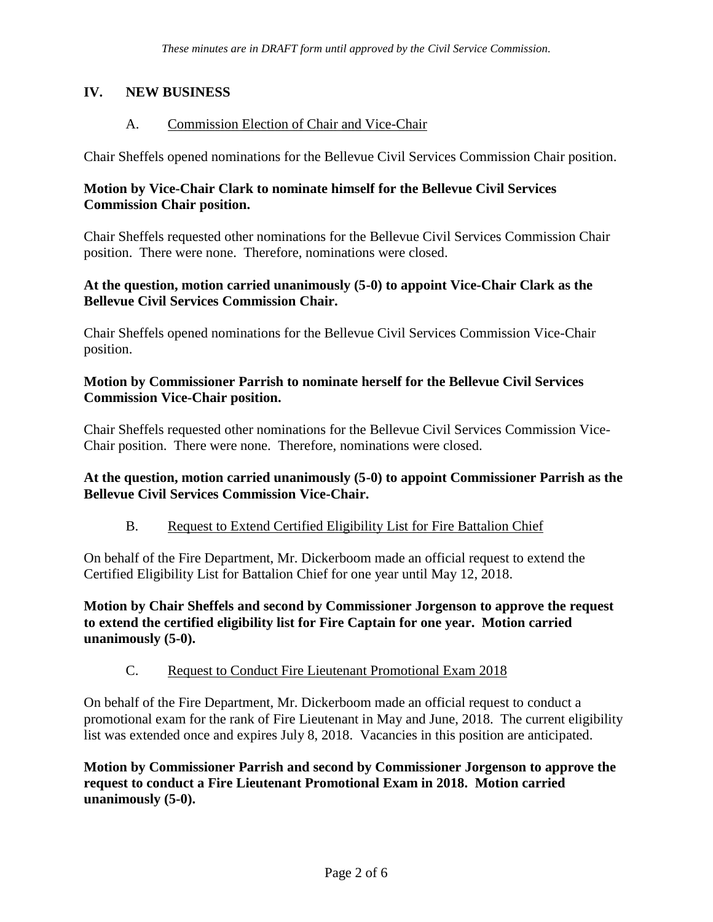*These minutes are in DRAFT form until approved by the Civil Service Commission.*

## IV. NEW BUSINESS

### A. Commission Election of Chair and Vice-Chair

Chair Sheffels opened nominations for the Bellevue Civil Services Commission Chair position.

**Motion by Vice-Chair Clark to nominate himself for the Bellevue Civil Services Commission Chair position.**

Chair Sheffels requested other nominations for the Bellevue Civil Services Commission Chair position. There were none. Therefore, nominations were closed.

**At the question, motion carried unanimously (5-0) to appoint Vice-Chair Clark as the Bellevue Civil Services Commission Chair.**

Chair Sheffels opened nominations for the Bellevue Civil Services Commission Vice-Chair position.

**Motion by Commissioner Parrish to nominate herself for the Bellevue Civil Services Commission Vice-Chair position.**

Chair Sheffels requested other nominations for the Bellevue Civil Services Commission Vice-Chair position. There were none. Therefore, nominations were closed.

**At the question, motion carried unanimously (5-0) to appoint Commissioner Parrish as the Bellevue Civil Services Commission Vice-Chair.**

### B. Request to Extend Certified Eligibility List for Fire Battalion Chief

On behalf of the Fire Department, Mr. Dickerboom made an official request to extend the Certified Eligibility List for Battalion Chief for one year until May 12, 2018.

**Motion by Chair Sheffels and second by Commissioner Jorgenson to approve the request to extend the certified eligibility list for Fire Captain for one year. Motion carried unanimously (5-0).**

### C. Request to Conduct Fire Lieutenant Promotional Exam 2018

On behalf of the Fire Department, Mr. Dickerboom made an official request to conduct a promotional exam for the rank of Fire Lieutenant in May and June, 2018. The current eligibility list was extended once and expires July 8, 2018. Vacancies in this position are anticipated.

**Motion by Commissioner Parrish and second by Commissioner Jorgenson to approve the request to conduct a Fire Lieutenant Promotional Exam in 2018. Motion carried unanimously (5-0).**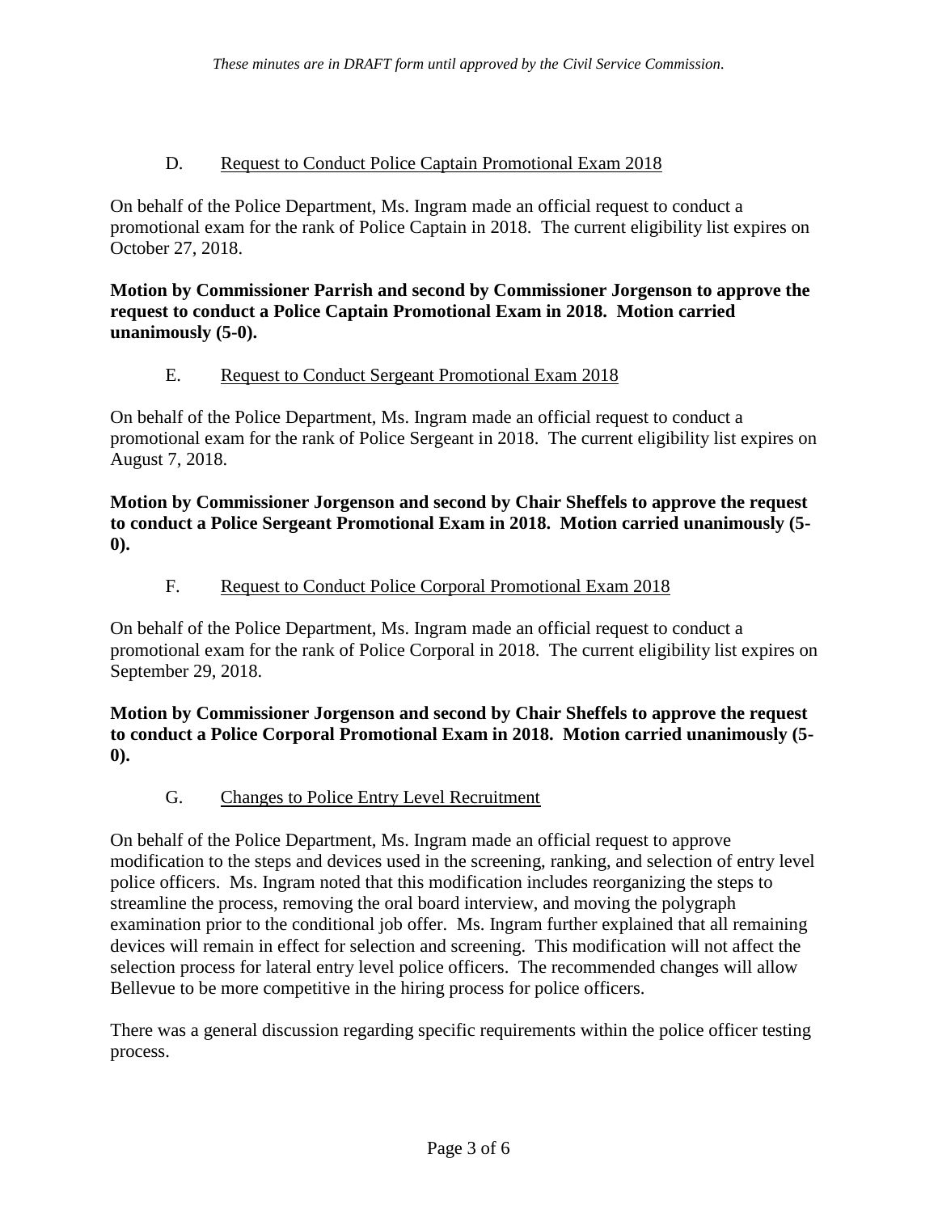*These minutes are in DRAFT form until approved by the Civil Service Commission.*

### D. Request to Conduct Police Captain Promotional Exam 2018

On behalf of the Police Department, Ms. Ingram made an official request to conduct a promotional exam for the rank of Police Captain in 2018. The current eligibility list expires on October 27, 2018.

**Motion by Commissioner Parrish and second by Commissioner Jorgenson to approve the request to conduct a Police Captain Promotional Exam in 2018. Motion carried unanimously (5-0).**

### E. Request to Conduct Sergeant Promotional Exam 2018

On behalf of the Police Department, Ms. Ingram made an official request to conduct a promotional exam for the rank of Police Sergeant in 2018. The current eligibility list expires on August 7, 2018.

**Motion by Commissioner Jorgenson and second by Chair Sheffels to approve the request to conduct a Police Sergeant Promotional Exam in 2018. Motion carried unanimously (5-0).**

### F. Request to Conduct Police Corporal Promotional Exam 2018

On behalf of the Police Department, Ms. Ingram made an official request to conduct a promotional exam for the rank of Police Corporal in 2018. The current eligibility list expires on September 29, 2018.

**Motion by Commissioner Jorgenson and second by Chair Sheffels to approve the request to conduct a Police Corporal Promotional Exam in 2018. Motion carried unanimously (5-0).**

### G. Changes to Police Entry Level Recruitment

On behalf of the Police Department, Ms. Ingram made an official request to approve modification to the steps and devices used in the screening, ranking, and selection of entry level police officers. Ms. Ingram noted that this modification includes reorganizing the steps to streamline the process, removing the oral board interview, and moving the polygraph examination prior to the conditional job offer. Ms. Ingram further explained that all remaining devices will remain in effect for selection and screening. This modification will not affect the selection process for lateral entry level police officers. The recommended changes will allow Bellevue to be more competitive in the hiring process for police officers.

There was a general discussion regarding specific requirements within the police officer testing process.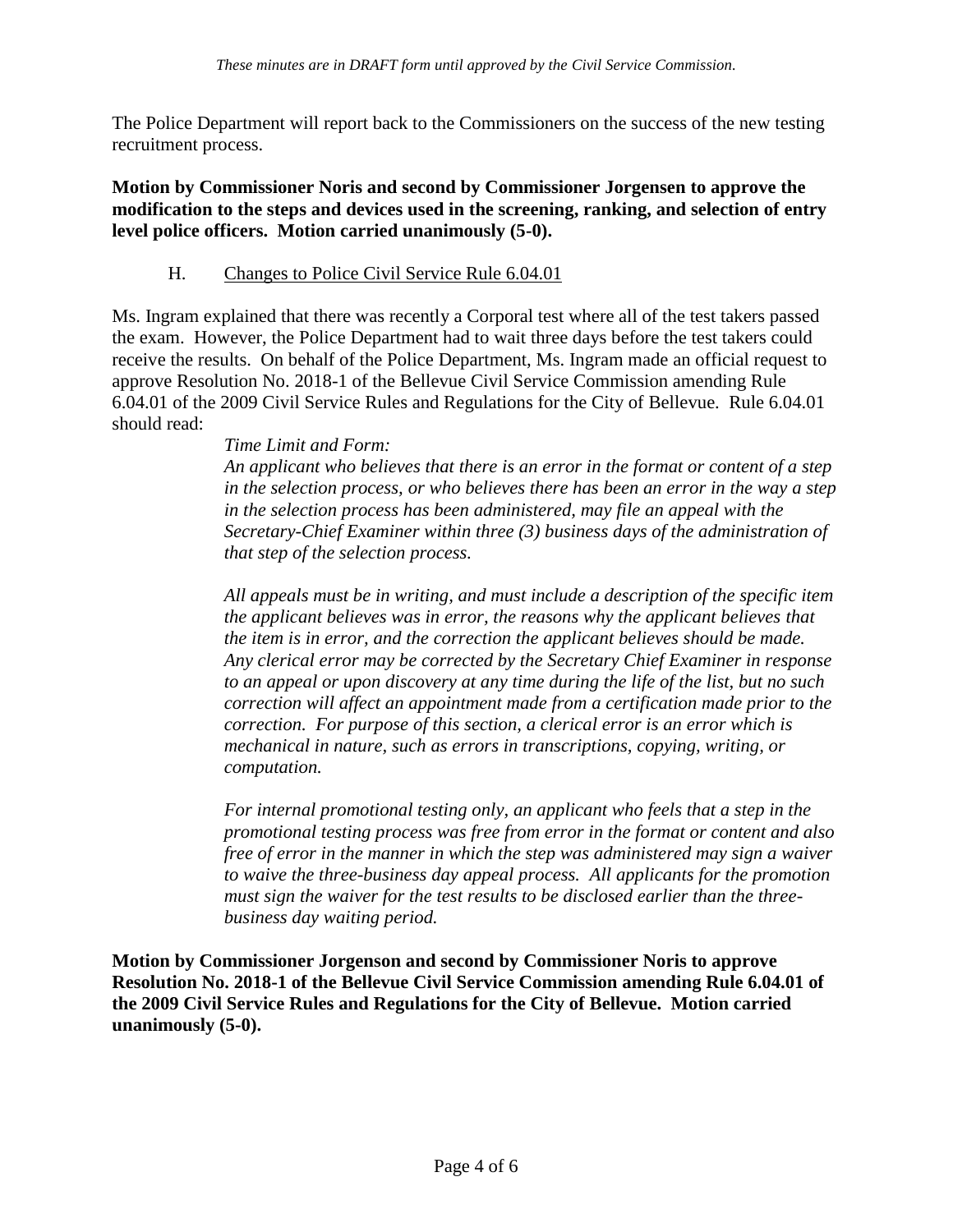The Police Department will report back to the Commissioners on the success of the new testing recruitment process.

**Motion by Commissioner Noris and second by Commissioner Jorgensen to approve the modification to the steps and devices used in the screening, ranking, and selection of entry level police officers. Motion carried unanimously (5-0).**

H. Changes to Police Civil Service Rule 6.04.01

Ms. Ingram explained that there was recently a Corporal test where all of the test takers passed the exam. However, the Police Department had to wait three days before the test takers could receive the results. On behalf of the Police Department, Ms. Ingram made an official request to approve Resolution No. 2018-1 of the Bellevue Civil Service Commission amending Rule 6.04.01 of the 2009 Civil Service Rules and Regulations for the City of Bellevue. Rule 6.04.01 should read:

> *Time Limit and Form:*
> *An applicant who believes that there is an error in the format or content of a step in the selection process, or who believes there has been an error in the way a step in the selection process has been administered, may file an appeal with the Secretary-Chief Examiner within three (3) business days of the administration of that step of the selection process.*
>
> *All appeals must be in writing, and must include a description of the specific item the applicant believes was in error, the reasons why the applicant believes that the item is in error, and the correction the applicant believes should be made. Any clerical error may be corrected by the Secretary Chief Examiner in response to an appeal or upon discovery at any time during the life of the list, but no such correction will affect an appointment made from a certification made prior to the correction. For purpose of this section, a clerical error is an error which is mechanical in nature, such as errors in transcriptions, copying, writing, or computation.*
>
> *For internal promotional testing only, an applicant who feels that a step in the promotional testing process was free from error in the format or content and also free of error in the manner in which the step was administered may sign a waiver to waive the three-business day appeal process. All applicants for the promotion must sign the waiver for the test results to be disclosed earlier than the three-business day waiting period.*

**Motion by Commissioner Jorgenson and second by Commissioner Noris to approve Resolution No. 2018-1 of the Bellevue Civil Service Commission amending Rule 6.04.01 of the 2009 Civil Service Rules and Regulations for the City of Bellevue. Motion carried unanimously (5-0).**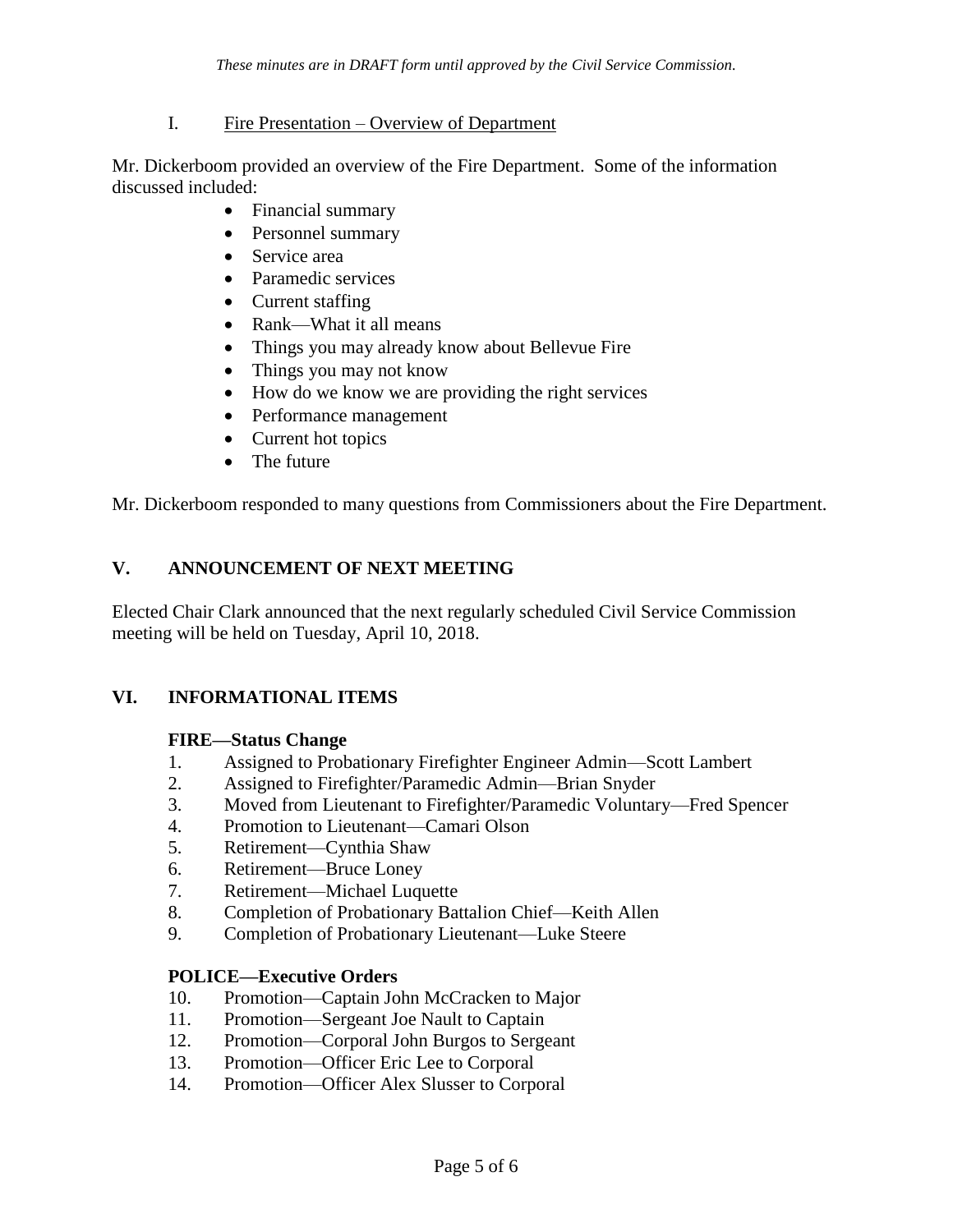*These minutes are in DRAFT form until approved by the Civil Service Commission.*

I. Fire Presentation – Overview of Department

Mr. Dickerboom provided an overview of the Fire Department. Some of the information discussed included:

- Financial summary
- Personnel summary
- Service area
- Paramedic services
- Current staffing
- Rank—What it all means
- Things you may already know about Bellevue Fire
- Things you may not know
- How do we know we are providing the right services
- Performance management
- Current hot topics
- The future

Mr. Dickerboom responded to many questions from Commissioners about the Fire Department.

## V. ANNOUNCEMENT OF NEXT MEETING

Elected Chair Clark announced that the next regularly scheduled Civil Service Commission meeting will be held on Tuesday, April 10, 2018.

## VI. INFORMATIONAL ITEMS

**FIRE—Status Change**

1. Assigned to Probationary Firefighter Engineer Admin—Scott Lambert
2. Assigned to Firefighter/Paramedic Admin—Brian Snyder
3. Moved from Lieutenant to Firefighter/Paramedic Voluntary—Fred Spencer
4. Promotion to Lieutenant—Camari Olson
5. Retirement—Cynthia Shaw
6. Retirement—Bruce Loney
7. Retirement—Michael Luquette
8. Completion of Probationary Battalion Chief—Keith Allen
9. Completion of Probationary Lieutenant—Luke Steere

**POLICE—Executive Orders**

10. Promotion—Captain John McCracken to Major
11. Promotion—Sergeant Joe Nault to Captain
12. Promotion—Corporal John Burgos to Sergeant
13. Promotion—Officer Eric Lee to Corporal
14. Promotion—Officer Alex Slusser to Corporal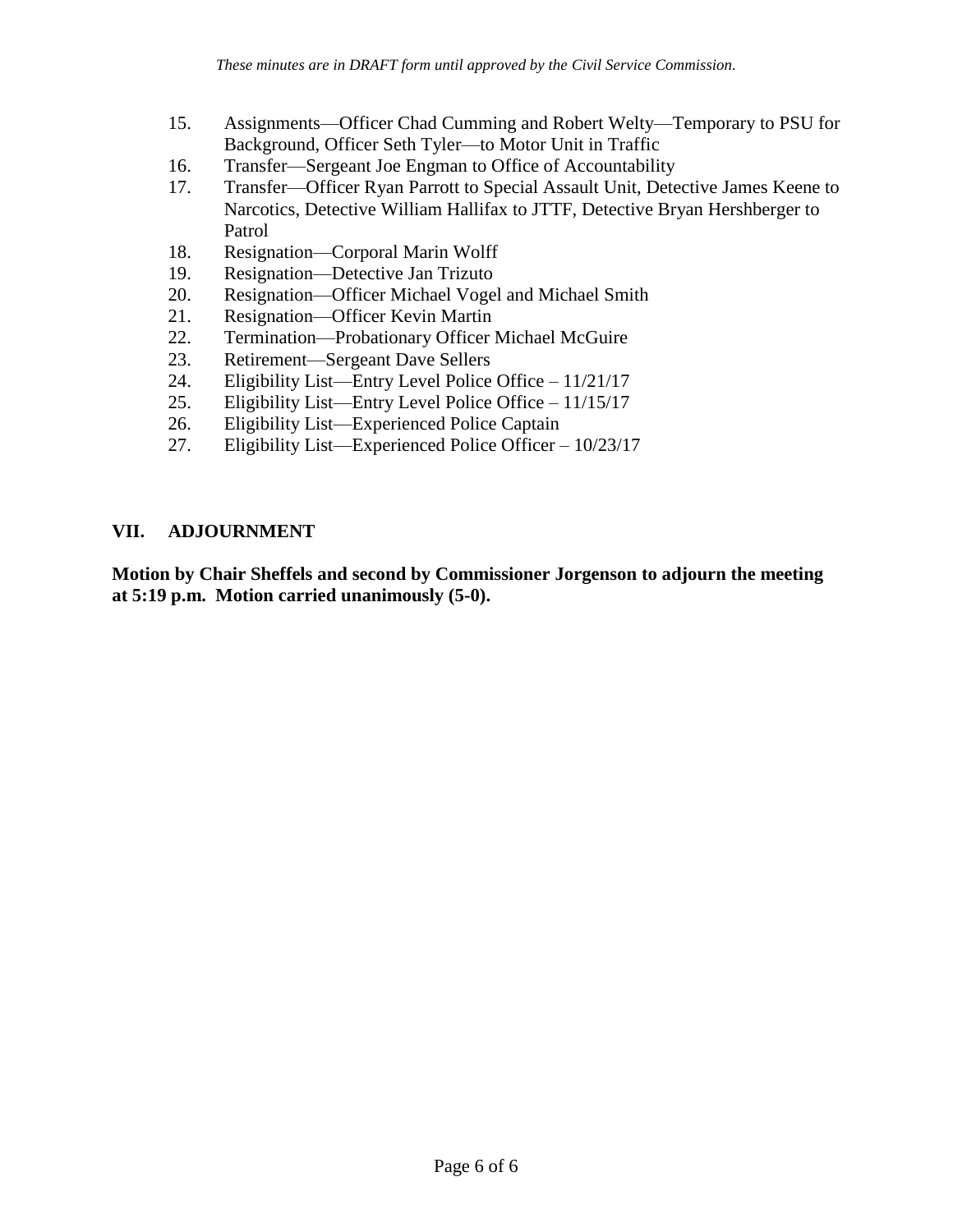*These minutes are in DRAFT form until approved by the Civil Service Commission.*

15. Assignments—Officer Chad Cumming and Robert Welty—Temporary to PSU for Background, Officer Seth Tyler—to Motor Unit in Traffic
16. Transfer—Sergeant Joe Engman to Office of Accountability
17. Transfer—Officer Ryan Parrott to Special Assault Unit, Detective James Keene to Narcotics, Detective William Hallifax to JTTF, Detective Bryan Hershberger to Patrol
18. Resignation—Corporal Marin Wolff
19. Resignation—Detective Jan Trizuto
20. Resignation—Officer Michael Vogel and Michael Smith
21. Resignation—Officer Kevin Martin
22. Termination—Probationary Officer Michael McGuire
23. Retirement—Sergeant Dave Sellers
24. Eligibility List—Entry Level Police Office – 11/21/17
25. Eligibility List—Entry Level Police Office – 11/15/17
26. Eligibility List—Experienced Police Captain
27. Eligibility List—Experienced Police Officer – 10/23/17

## VII. ADJOURNMENT

**Motion by Chair Sheffels and second by Commissioner Jorgenson to adjourn the meeting at 5:19 p.m. Motion carried unanimously (5-0).**